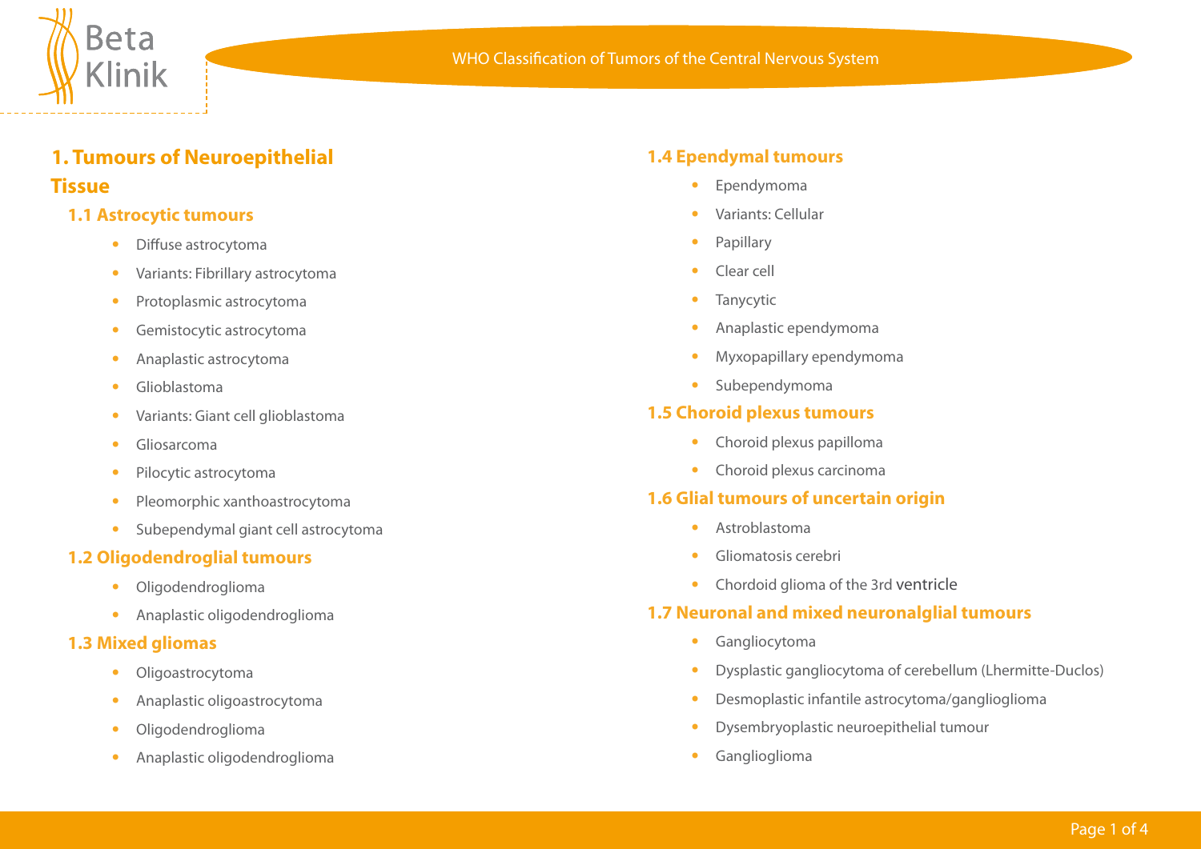WHO Classification of Tumors of the Central Nervous System

# 1. Tumours of Neuroepithelial Tissue

## 1.1 Astrocytic tumours

- Diffuse astrocytoma
- Variants: Fibrillary astrocytoma
- Protoplasmic astrocytoma
- Gemistocytic astrocytoma
- Anaplastic astrocytoma
- Glioblastoma
- Variants: Giant cell glioblastoma
- Gliosarcoma
- Pilocytic astrocytoma
- Pleomorphic xanthoastrocytoma
- Subependymal giant cell astrocytoma

## 1.2 Oligodendroglial tumours

- Oligodendroglioma
- Anaplastic oligodendroglioma

## 1.3 Mixed gliomas

- Oligoastrocytoma
- Anaplastic oligoastrocytoma
- Oligodendroglioma
- Anaplastic oligodendroglioma

## 1.4 Ependymal tumours

- Ependymoma
- Variants: Cellular
- Papillary
- Clear cell
- Tanycytic
- Anaplastic ependymoma
- Myxopapillary ependymoma
- Subependymoma

## 1.5 Choroid plexus tumours

- Choroid plexus papilloma
- Choroid plexus carcinoma

## 1.6 Glial tumours of uncertain origin

- Astroblastoma
- Gliomatosis cerebri
- Chordoid glioma of the 3rd ventricle

## 1.7 Neuronal and mixed neuronalglial tumours

- Gangliocytoma
- Dysplastic gangliocytoma of cerebellum (Lhermitte-Duclos)
- Desmoplastic infantile astrocytoma/ganglioglioma
- Dysembryoplastic neuroepithelial tumour
- Ganglioglioma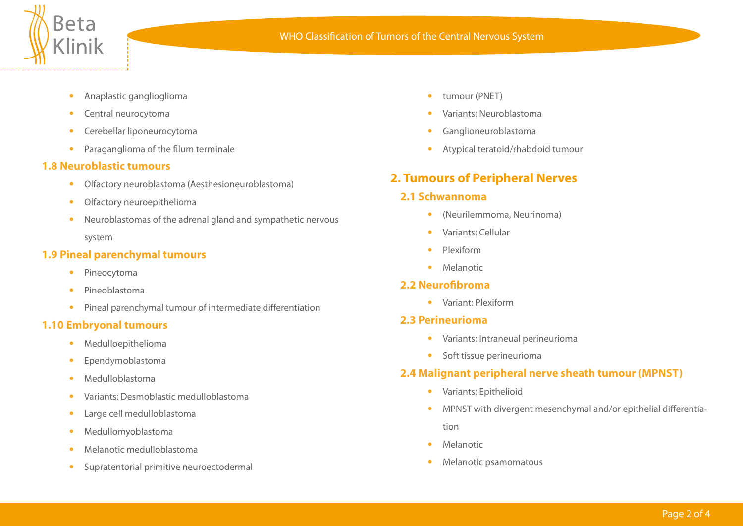- Anaplastic ganglioglioma
- Central neurocytoma
- Cerebellar liponeurocytoma
- Paraganglioma of the filum terminale

### 1.8 Neuroblastic tumours

- Olfactory neuroblastoma (Aesthesioneuroblastoma)
- Olfactory neuroepithelioma
- Neuroblastomas of the adrenal gland and sympathetic nervous system

### 1.9 Pineal parenchymal tumours

- Pineocytoma
- Pineoblastoma
- Pineal parenchymal tumour of intermediate differentiation

### 1.10 Embryonal tumours

- Medulloepithelioma
- Ependymoblastoma
- Medulloblastoma
- Variants: Desmoblastic medulloblastoma
- Large cell medulloblastoma
- Medullomyoblastoma
- Melanotic medulloblastoma
- Supratentorial primitive neuroectodermal
- tumour (PNET)
- Variants: Neuroblastoma
- Ganglioneuroblastoma
- Atypical teratoid/rhabdoid tumour

## 2. Tumours of Peripheral Nerves

### 2.1 Schwannoma

- (Neurilemmoma, Neurinoma)
- Variants: Cellular
- Plexiform
- Melanotic

### 2.2 Neurofibroma

- Variant: Plexiform

### 2.3 Perineurioma

- Variants: Intraneual perineurioma
- Soft tissue perineurioma

### 2.4 Malignant peripheral nerve sheath tumour (MPNST)

- Variants: Epithelioid
- MPNST with divergent mesenchymal and/or epithelial differentiation
- Melanotic
- Melanotic psamomatous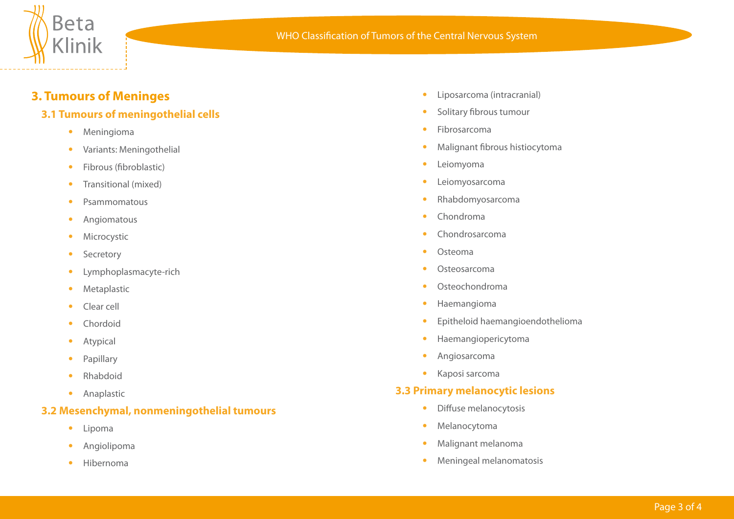## 3. Tumours of Meninges

### 3.1 Tumours of meningothelial cells

- Meningioma
- Variants: Meningothelial
- Fibrous (fibroblastic)
- Transitional (mixed)
- Psammomatous
- Angiomatous
- Microcystic
- Secretory
- Lymphoplasmacyte-rich
- Metaplastic
- Clear cell
- Chordoid
- Atypical
- Papillary
- Rhabdoid
- Anaplastic

### 3.2 Mesenchymal, nonmeningothelial tumours

- Lipoma
- Angiolipoma
- Hibernoma
- Liposarcoma (intracranial)
- Solitary fibrous tumour
- Fibrosarcoma
- Malignant fibrous histiocytoma
- Leiomyoma
- Leiomyosarcoma
- Rhabdomyosarcoma
- Chondroma
- Chondrosarcoma
- Osteoma
- Osteosarcoma
- Osteochondroma
- Haemangioma
- Epitheloid haemangioendothelioma
- Haemangiopericytoma
- Angiosarcoma
- Kaposi sarcoma

### 3.3 Primary melanocytic lesions

- Diffuse melanocytosis
- Melanocytoma
- Malignant melanoma
- Meningeal melanomatosis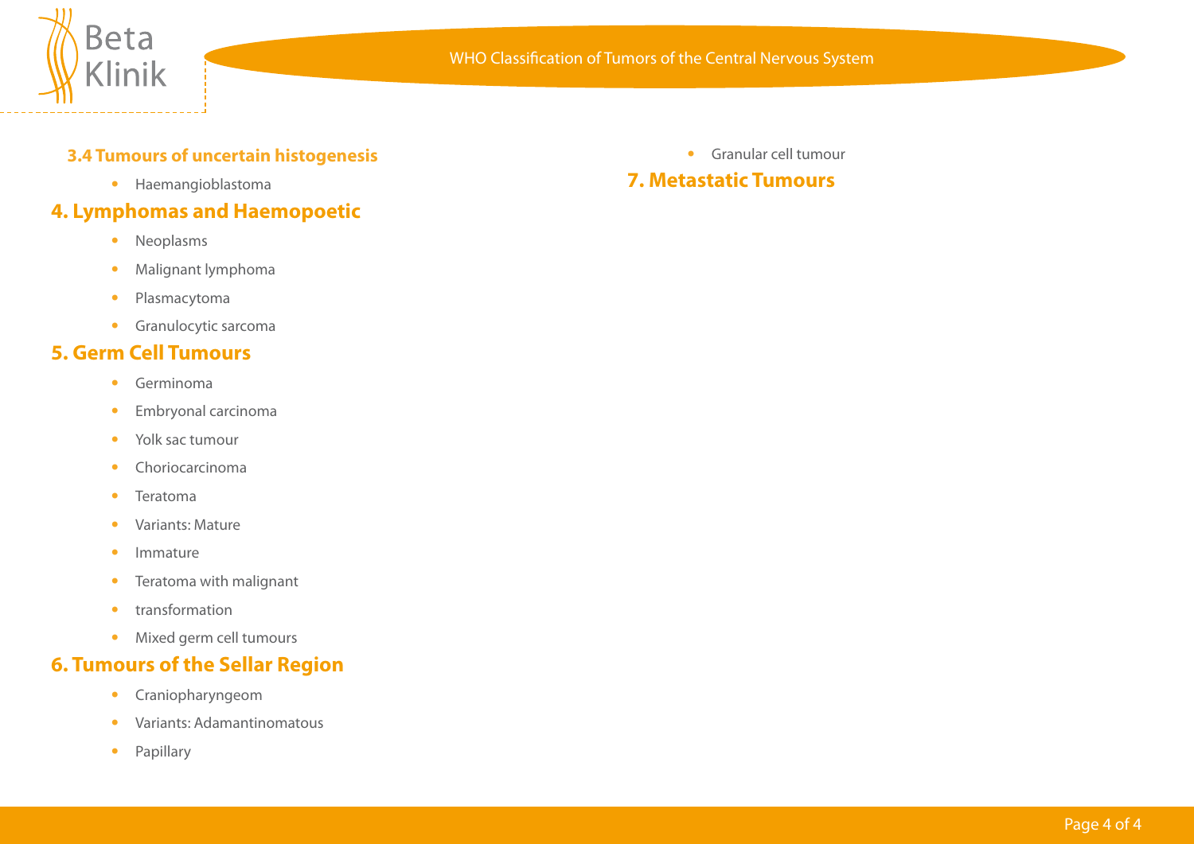### 3.4 Tumours of uncertain histogenesis

- Haemangioblastoma

## 4. Lymphomas and Haemopoetic

- Neoplasms
- Malignant lymphoma
- Plasmacytoma
- Granulocytic sarcoma

## 5. Germ Cell Tumours

- Germinoma
- Embryonal carcinoma
- Yolk sac tumour
- Choriocarcinoma
- Teratoma
- Variants: Mature
- Immature
- Teratoma with malignant
- transformation
- Mixed germ cell tumours

## 6. Tumours of the Sellar Region

- Craniopharyngeom
- Variants: Adamantinomatous
- Papillary
- Granular cell tumour

## 7. Metastatic Tumours